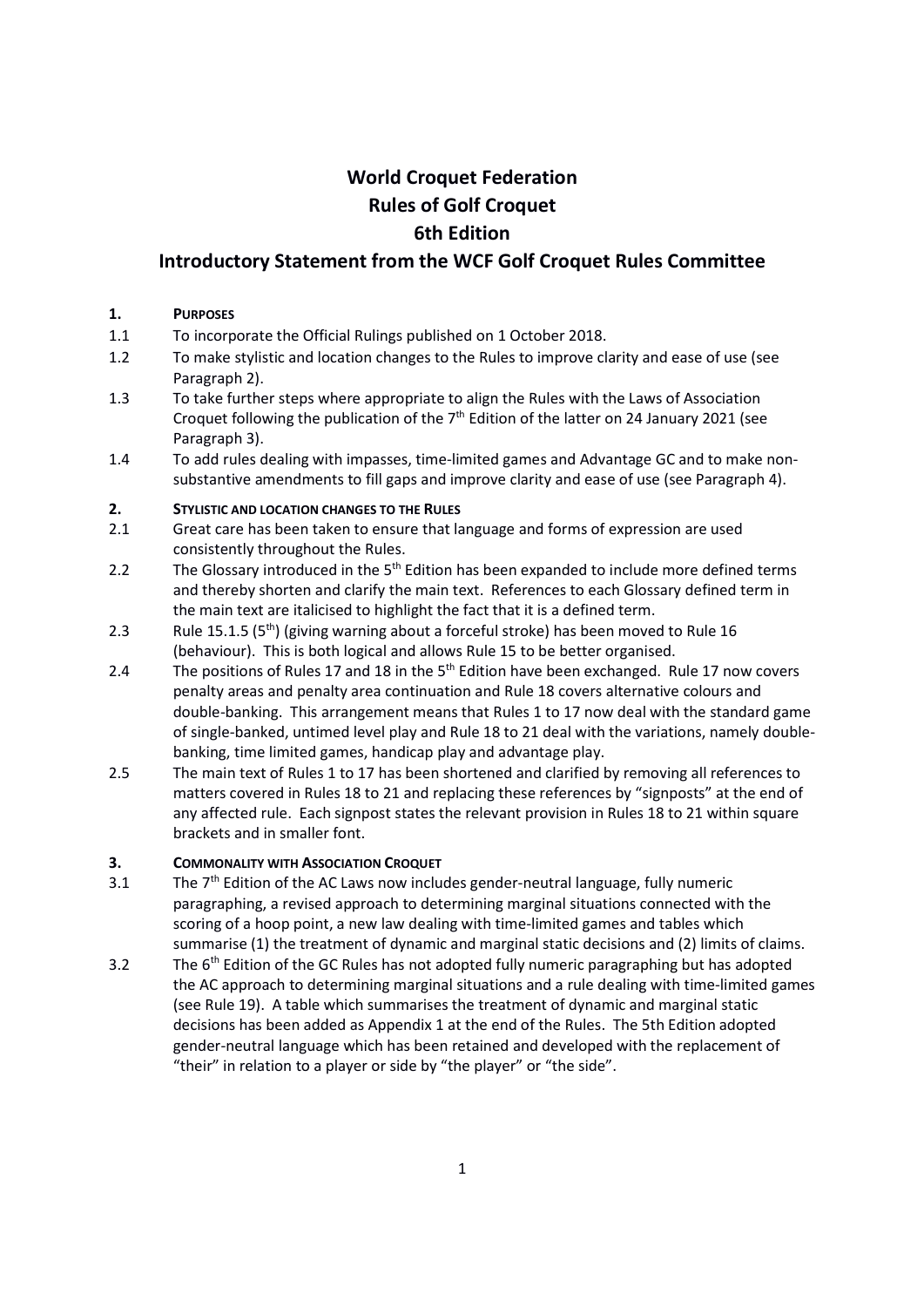# World Croquet Federation
# Rules of Golf Croquet
# 6th Edition
## Introductory Statement from the WCF Golf Croquet Rules Committee

**1. PURPOSES**

1.1 To incorporate the Official Rulings published on 1 October 2018.

1.2 To make stylistic and location changes to the Rules to improve clarity and ease of use (see Paragraph 2).

1.3 To take further steps where appropriate to align the Rules with the Laws of Association Croquet following the publication of the 7th Edition of the latter on 24 January 2021 (see Paragraph 3).

1.4 To add rules dealing with impasses, time-limited games and Advantage GC and to make non-substantive amendments to fill gaps and improve clarity and ease of use (see Paragraph 4).

**2. STYLISTIC AND LOCATION CHANGES TO THE RULES**

2.1 Great care has been taken to ensure that language and forms of expression are used consistently throughout the Rules.

2.2 The Glossary introduced in the 5th Edition has been expanded to include more defined terms and thereby shorten and clarify the main text. References to each Glossary defined term in the main text are italicised to highlight the fact that it is a defined term.

2.3 Rule 15.1.5 (5th) (giving warning about a forceful stroke) has been moved to Rule 16 (behaviour). This is both logical and allows Rule 15 to be better organised.

2.4 The positions of Rules 17 and 18 in the 5th Edition have been exchanged. Rule 17 now covers penalty areas and penalty area continuation and Rule 18 covers alternative colours and double-banking. This arrangement means that Rules 1 to 17 now deal with the standard game of single-banked, untimed level play and Rule 18 to 21 deal with the variations, namely double-banking, time limited games, handicap play and advantage play.

2.5 The main text of Rules 1 to 17 has been shortened and clarified by removing all references to matters covered in Rules 18 to 21 and replacing these references by "signposts" at the end of any affected rule. Each signpost states the relevant provision in Rules 18 to 21 within square brackets and in smaller font.

**3. COMMONALITY WITH ASSOCIATION CROQUET**

3.1 The 7th Edition of the AC Laws now includes gender-neutral language, fully numeric paragraphing, a revised approach to determining marginal situations connected with the scoring of a hoop point, a new law dealing with time-limited games and tables which summarise (1) the treatment of dynamic and marginal static decisions and (2) limits of claims.

3.2 The 6th Edition of the GC Rules has not adopted fully numeric paragraphing but has adopted the AC approach to determining marginal situations and a rule dealing with time-limited games (see Rule 19). A table which summarises the treatment of dynamic and marginal static decisions has been added as Appendix 1 at the end of the Rules. The 5th Edition adopted gender-neutral language which has been retained and developed with the replacement of "their" in relation to a player or side by "the player" or "the side".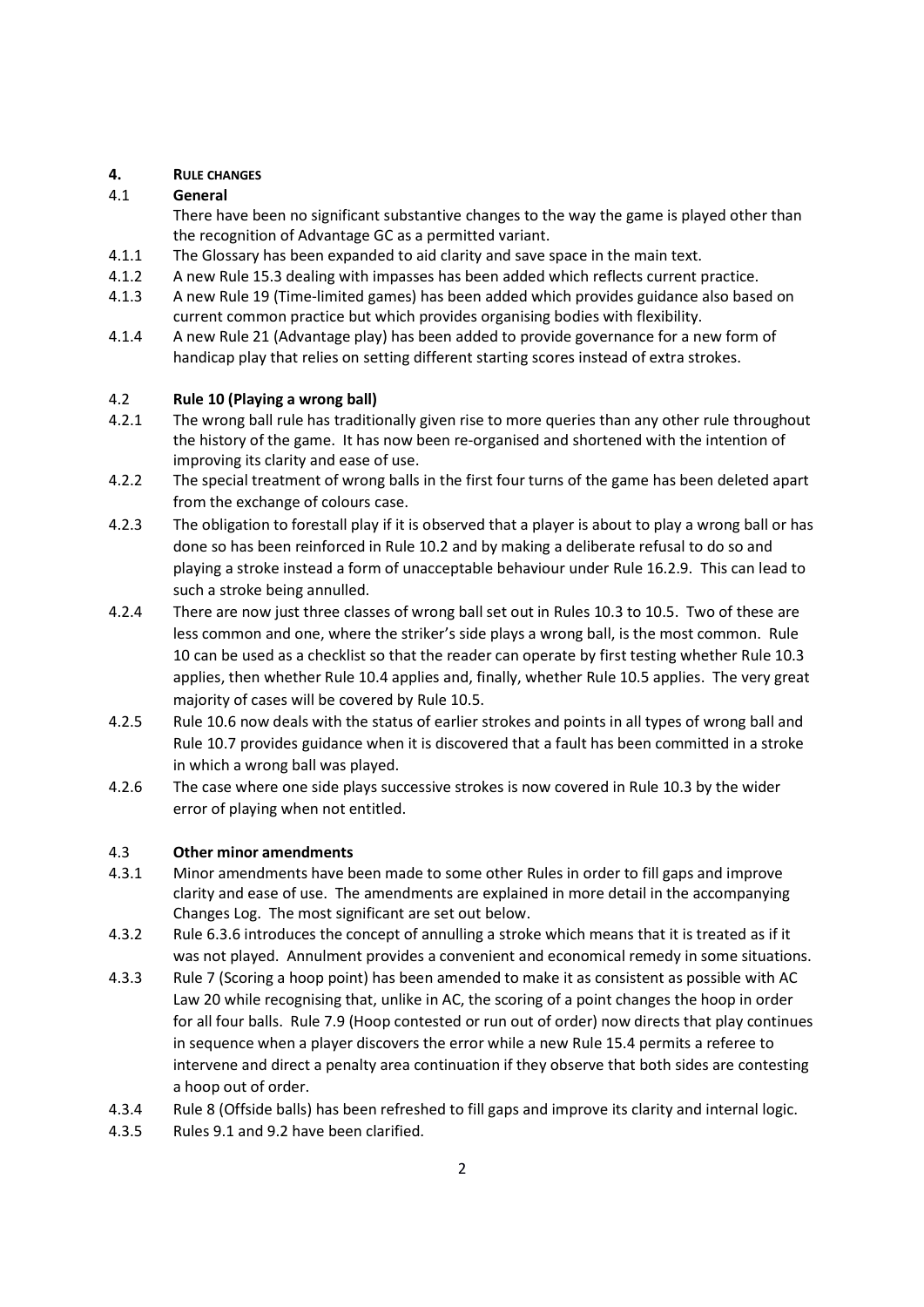## 4. RULE CHANGES

### 4.1 General

There have been no significant substantive changes to the way the game is played other than the recognition of Advantage GC as a permitted variant.

4.1.1 The Glossary has been expanded to aid clarity and save space in the main text.

4.1.2 A new Rule 15.3 dealing with impasses has been added which reflects current practice.

4.1.3 A new Rule 19 (Time-limited games) has been added which provides guidance also based on current common practice but which provides organising bodies with flexibility.

4.1.4 A new Rule 21 (Advantage play) has been added to provide governance for a new form of handicap play that relies on setting different starting scores instead of extra strokes.

### 4.2 Rule 10 (Playing a wrong ball)

4.2.1 The wrong ball rule has traditionally given rise to more queries than any other rule throughout the history of the game. It has now been re-organised and shortened with the intention of improving its clarity and ease of use.

4.2.2 The special treatment of wrong balls in the first four turns of the game has been deleted apart from the exchange of colours case.

4.2.3 The obligation to forestall play if it is observed that a player is about to play a wrong ball or has done so has been reinforced in Rule 10.2 and by making a deliberate refusal to do so and playing a stroke instead a form of unacceptable behaviour under Rule 16.2.9. This can lead to such a stroke being annulled.

4.2.4 There are now just three classes of wrong ball set out in Rules 10.3 to 10.5. Two of these are less common and one, where the striker's side plays a wrong ball, is the most common. Rule 10 can be used as a checklist so that the reader can operate by first testing whether Rule 10.3 applies, then whether Rule 10.4 applies and, finally, whether Rule 10.5 applies. The very great majority of cases will be covered by Rule 10.5.

4.2.5 Rule 10.6 now deals with the status of earlier strokes and points in all types of wrong ball and Rule 10.7 provides guidance when it is discovered that a fault has been committed in a stroke in which a wrong ball was played.

4.2.6 The case where one side plays successive strokes is now covered in Rule 10.3 by the wider error of playing when not entitled.

### 4.3 Other minor amendments

4.3.1 Minor amendments have been made to some other Rules in order to fill gaps and improve clarity and ease of use. The amendments are explained in more detail in the accompanying Changes Log. The most significant are set out below.

4.3.2 Rule 6.3.6 introduces the concept of annulling a stroke which means that it is treated as if it was not played. Annulment provides a convenient and economical remedy in some situations.

4.3.3 Rule 7 (Scoring a hoop point) has been amended to make it as consistent as possible with AC Law 20 while recognising that, unlike in AC, the scoring of a point changes the hoop in order for all four balls. Rule 7.9 (Hoop contested or run out of order) now directs that play continues in sequence when a player discovers the error while a new Rule 15.4 permits a referee to intervene and direct a penalty area continuation if they observe that both sides are contesting a hoop out of order.

4.3.4 Rule 8 (Offside balls) has been refreshed to fill gaps and improve its clarity and internal logic.

4.3.5 Rules 9.1 and 9.2 have been clarified.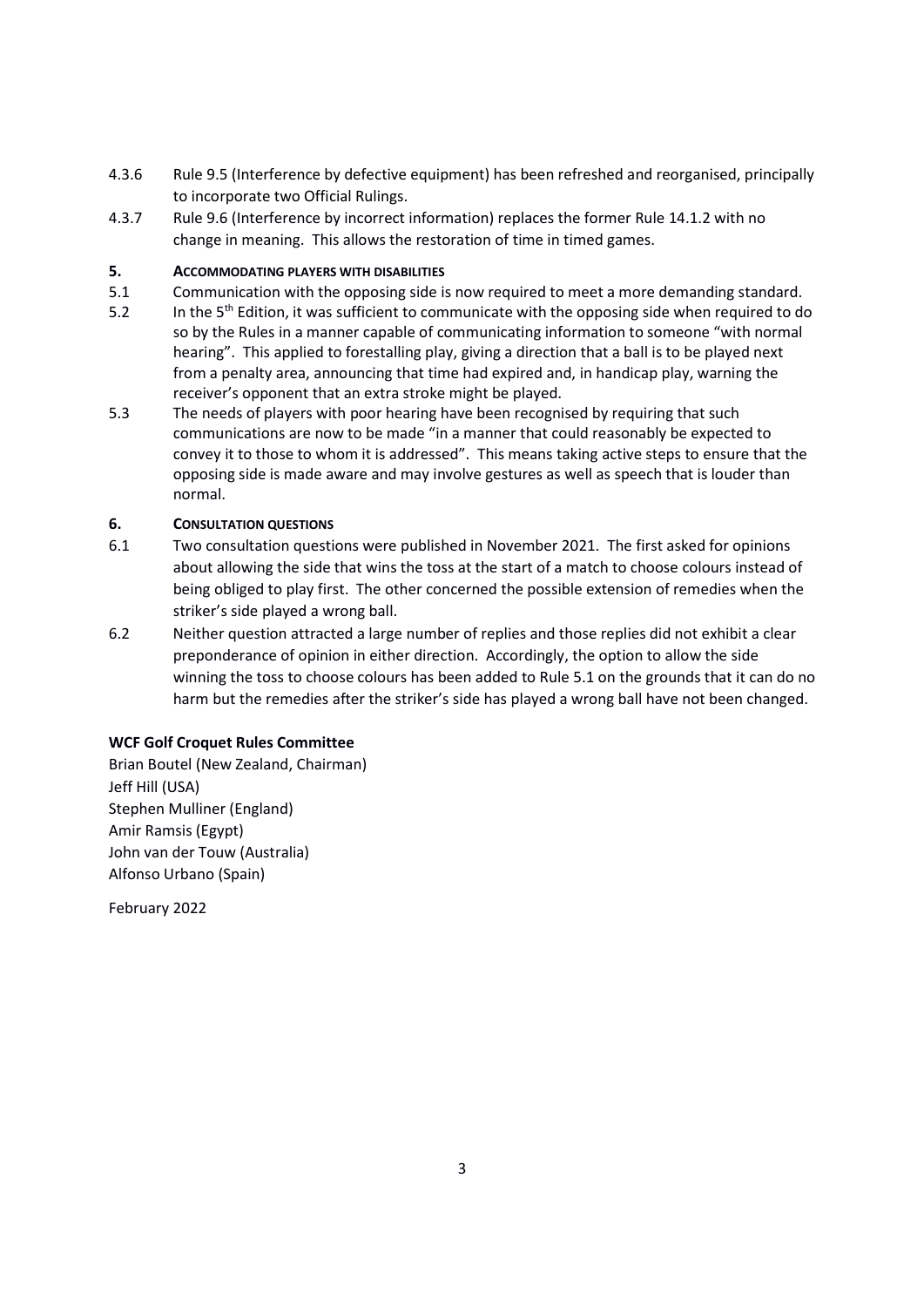4.3.6 Rule 9.5 (Interference by defective equipment) has been refreshed and reorganised, principally to incorporate two Official Rulings.

4.3.7 Rule 9.6 (Interference by incorrect information) replaces the former Rule 14.1.2 with no change in meaning. This allows the restoration of time in timed games.

## 5. ACCOMMODATING PLAYERS WITH DISABILITIES

5.1 Communication with the opposing side is now required to meet a more demanding standard.

5.2 In the 5th Edition, it was sufficient to communicate with the opposing side when required to do so by the Rules in a manner capable of communicating information to someone "with normal hearing". This applied to forestalling play, giving a direction that a ball is to be played next from a penalty area, announcing that time had expired and, in handicap play, warning the receiver's opponent that an extra stroke might be played.

5.3 The needs of players with poor hearing have been recognised by requiring that such communications are now to be made "in a manner that could reasonably be expected to convey it to those to whom it is addressed". This means taking active steps to ensure that the opposing side is made aware and may involve gestures as well as speech that is louder than normal.

## 6. CONSULTATION QUESTIONS

6.1 Two consultation questions were published in November 2021. The first asked for opinions about allowing the side that wins the toss at the start of a match to choose colours instead of being obliged to play first. The other concerned the possible extension of remedies when the striker's side played a wrong ball.

6.2 Neither question attracted a large number of replies and those replies did not exhibit a clear preponderance of opinion in either direction. Accordingly, the option to allow the side winning the toss to choose colours has been added to Rule 5.1 on the grounds that it can do no harm but the remedies after the striker's side has played a wrong ball have not been changed.

**WCF Golf Croquet Rules Committee**

Brian Boutel (New Zealand, Chairman)
Jeff Hill (USA)
Stephen Mulliner (England)
Amir Ramsis (Egypt)
John van der Touw (Australia)
Alfonso Urbano (Spain)

February 2022